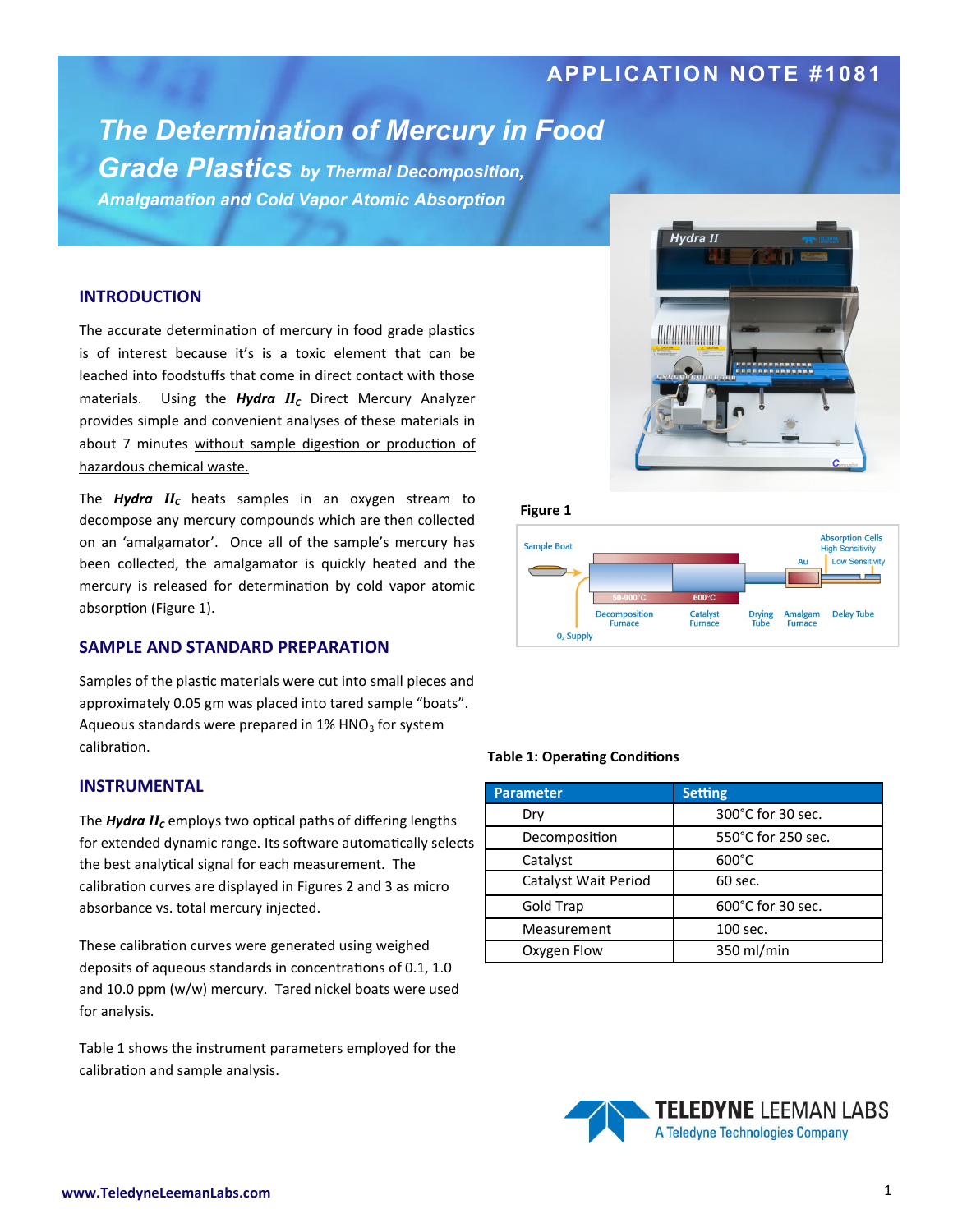APPLICATION NOTE #1081

# The Determination of Mercury in Food Grade Plastics by Thermal Decomposition, Amalgamation and Cold Vapor Atomic Absorption

## INTRODUCTION

The accurate determination of mercury in food grade plastics is of interest because it's is a toxic element that can be leached into foodstuffs that come in direct contact with those materials. Using the ***Hydra IIC*** Direct Mercury Analyzer provides simple and convenient analyses of these materials in about 7 minutes without sample digestion or production of hazardous chemical waste.

The ***Hydra IIC*** heats samples in an oxygen stream to decompose any mercury compounds which are then collected on an 'amalgamator'. Once all of the sample's mercury has been collected, the amalgamator is quickly heated and the mercury is released for determination by cold vapor atomic absorption (Figure 1).

**Figure 1**

## SAMPLE AND STANDARD PREPARATION

Samples of the plastic materials were cut into small pieces and approximately 0.05 gm was placed into tared sample "boats". Aqueous standards were prepared in 1% $HNO_3$ for system calibration.

## INSTRUMENTAL

The ***Hydra IIC*** employs two optical paths of differing lengths for extended dynamic range. Its software automatically selects the best analytical signal for each measurement. The calibration curves are displayed in Figures 2 and 3 as micro absorbance vs. total mercury injected.

These calibration curves were generated using weighed deposits of aqueous standards in concentrations of 0.1, 1.0 and 10.0 ppm (w/w) mercury. Tared nickel boats were used for analysis.

Table 1 shows the instrument parameters employed for the calibration and sample analysis.

**Table 1: Operating Conditions**

| Parameter | Setting |
|---|---|
| Dry | 300°C for 30 sec. |
| Decomposition | 550°C for 250 sec. |
| Catalyst | 600°C |
| Catalyst Wait Period | 60 sec. |
| Gold Trap | 600°C for 30 sec. |
| Measurement | 100 sec. |
| Oxygen Flow | 350 ml/min |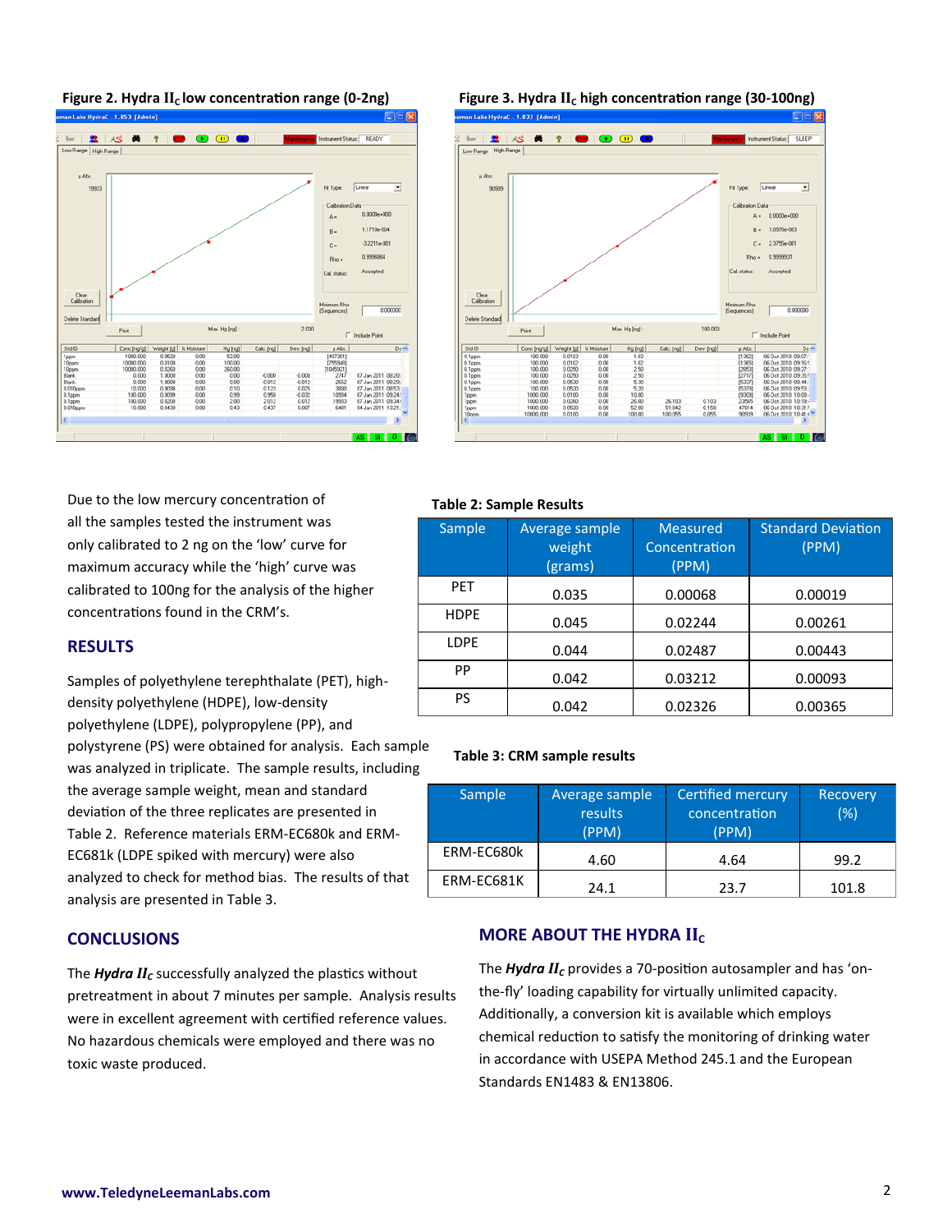**Figure 2. Hydra II$_C$ low concentration range (0-2ng)**

**Figure 3. Hydra II$_C$ high concentration range (30-100ng)**

Due to the low mercury concentration of all the samples tested the instrument was only calibrated to 2 ng on the 'low' curve for maximum accuracy while the 'high' curve was calibrated to 100ng for the analysis of the higher concentrations found in the CRM's.

## RESULTS

Samples of polyethylene terephthalate (PET), high-density polyethylene (HDPE), low-density polyethylene (LDPE), polypropylene (PP), and polystyrene (PS) were obtained for analysis. Each sample was analyzed in triplicate. The sample results, including the average sample weight, mean and standard deviation of the three replicates are presented in Table 2. Reference materials ERM-EC680k and ERM-EC681k (LDPE spiked with mercury) were also analyzed to check for method bias. The results of that analysis are presented in Table 3.

**Table 2: Sample Results**

| Sample | Average sample weight (grams) | Measured Concentration (PPM) | Standard Deviation (PPM) |
|---|---|---|---|
| PET | 0.035 | 0.00068 | 0.00019 |
| HDPE | 0.045 | 0.02244 | 0.00261 |
| LDPE | 0.044 | 0.02487 | 0.00443 |
| PP | 0.042 | 0.03212 | 0.00093 |
| PS | 0.042 | 0.02326 | 0.00365 |

**Table 3: CRM sample results**

| Sample | Average sample results (PPM) | Certified mercury concentration (PPM) | Recovery (%) |
|---|---|---|---|
| ERM-EC680k | 4.60 | 4.64 | 99.2 |
| ERM-EC681K | 24.1 | 23.7 | 101.8 |

## CONCLUSIONS

The ***Hydra II$_C$*** successfully analyzed the plastics without pretreatment in about 7 minutes per sample. Analysis results were in excellent agreement with certified reference values. No hazardous chemicals were employed and there was no toxic waste produced.

## MORE ABOUT THE HYDRA II$_C$

The ***Hydra II$_C$*** provides a 70-position autosampler and has 'on-the-fly' loading capability for virtually unlimited capacity. Additionally, a conversion kit is available which employs chemical reduction to satisfy the monitoring of drinking water in accordance with USEPA Method 245.1 and the European Standards EN1483 & EN13806.

**www.TeledyneLeemanLabs.com**